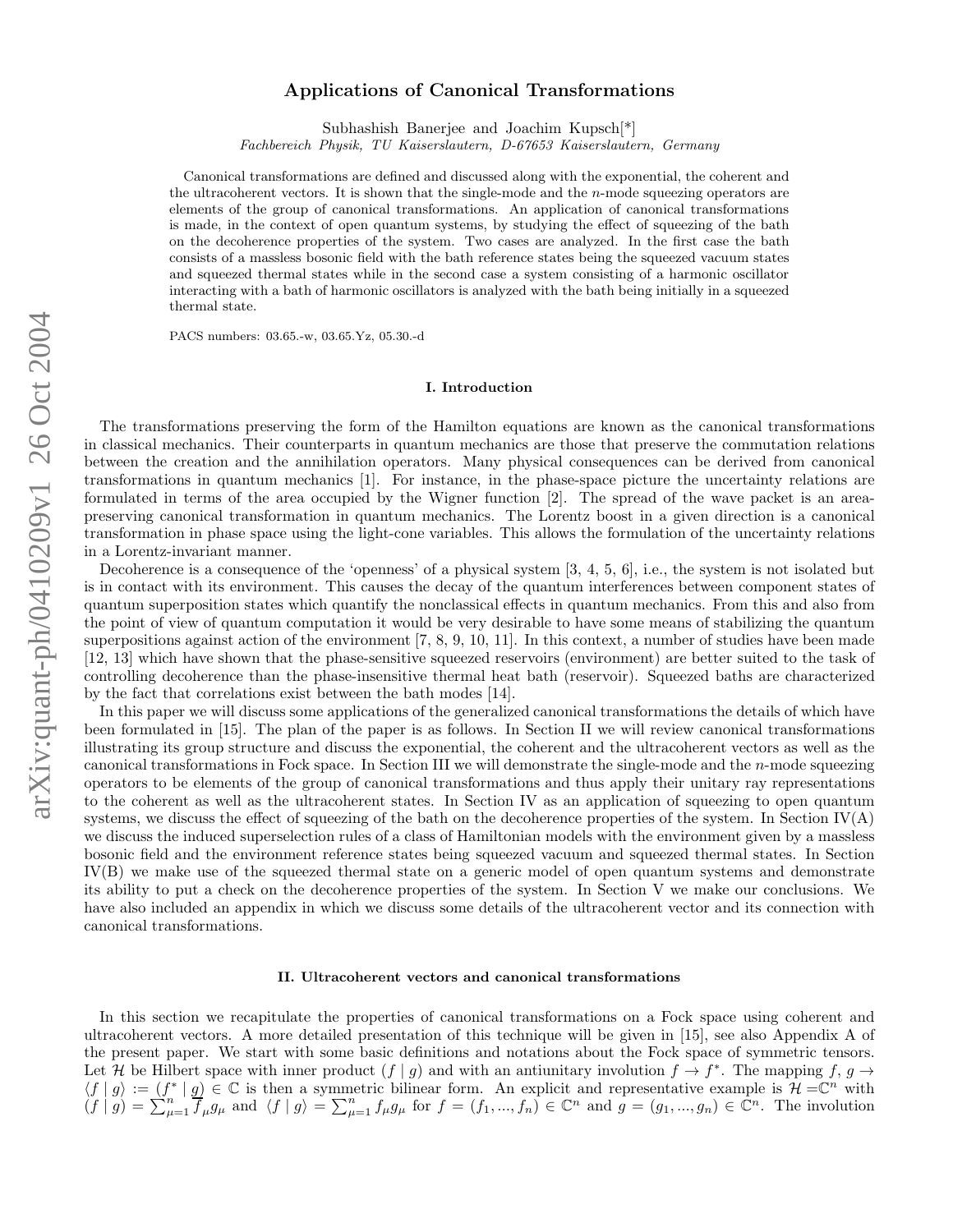# Applications of Canonical Transformations

Subhashish Banerjee and Joachim Kupsch[*]

*Fachbereich Physik, TU Kaiserslautern, D-67653 Kaiserslautern, Germany*

Canonical transformations are defined and discussed along with the exponential, the coherent and the ultracoherent vectors. It is shown that the single-mode and the $n$-mode squeezing operators are elements of the group of canonical transformations. An application of canonical transformations is made, in the context of open quantum systems, by studying the effect of squeezing of the bath on the decoherence properties of the system. Two cases are analyzed. In the first case the bath consists of a massless bosonic field with the bath reference states being the squeezed vacuum states and squeezed thermal states while in the second case a system consisting of a harmonic oscillator interacting with a bath of harmonic oscillators is analyzed with the bath being initially in a squeezed thermal state.

PACS numbers: 03.65.-w, 03.65.Yz, 05.30.-d

## I. Introduction

The transformations preserving the form of the Hamilton equations are known as the canonical transformations in classical mechanics. Their counterparts in quantum mechanics are those that preserve the commutation relations between the creation and the annihilation operators. Many physical consequences can be derived from canonical transformations in quantum mechanics [1]. For instance, in the phase-space picture the uncertainty relations are formulated in terms of the area occupied by the Wigner function [2]. The spread of the wave packet is an area-preserving canonical transformation in quantum mechanics. The Lorentz boost in a given direction is a canonical transformation in phase space using the light-cone variables. This allows the formulation of the uncertainty relations in a Lorentz-invariant manner.

Decoherence is a consequence of the 'openness' of a physical system [3, 4, 5, 6], i.e., the system is not isolated but is in contact with its environment. This causes the decay of the quantum interferences between component states of quantum superposition states which quantify the nonclassical effects in quantum mechanics. From this and also from the point of view of quantum computation it would be very desirable to have some means of stabilizing the quantum superpositions against action of the environment [7, 8, 9, 10, 11]. In this context, a number of studies have been made [12, 13] which have shown that the phase-sensitive squeezed reservoirs (environment) are better suited to the task of controlling decoherence than the phase-insensitive thermal heat bath (reservoir). Squeezed baths are characterized by the fact that correlations exist between the bath modes [14].

In this paper we will discuss some applications of the generalized canonical transformations the details of which have been formulated in [15]. The plan of the paper is as follows. In Section II we will review canonical transformations illustrating its group structure and discuss the exponential, the coherent and the ultracoherent vectors as well as the canonical transformations in Fock space. In Section III we will demonstrate the single-mode and the $n$-mode squeezing operators to be elements of the group of canonical transformations and thus apply their unitary ray representations to the coherent as well as the ultracoherent states. In Section IV as an application of squeezing to open quantum systems, we discuss the effect of squeezing of the bath on the decoherence properties of the system. In Section IV(A) we discuss the induced superselection rules of a class of Hamiltonian models with the environment given by a massless bosonic field and the environment reference states being squeezed vacuum and squeezed thermal states. In Section IV(B) we make use of the squeezed thermal state on a generic model of open quantum systems and demonstrate its ability to put a check on the decoherence properties of the system. In Section V we make our conclusions. We have also included an appendix in which we discuss some details of the ultracoherent vector and its connection with canonical transformations.

## II. Ultracoherent vectors and canonical transformations

In this section we recapitulate the properties of canonical transformations on a Fock space using coherent and ultracoherent vectors. A more detailed presentation of this technique will be given in [15], see also Appendix A of the present paper. We start with some basic definitions and notations about the Fock space of symmetric tensors. Let $\mathcal{H}$ be Hilbert space with inner product $(f \mid g)$ and with an antiunitary involution $f \to f^*$. The mapping $f, g \to \langle f \mid g\rangle := (f^* \mid g) \in \mathbb{C}$ is then a symmetric bilinear form. An explicit and representative example is $\mathcal{H} = \mathbb{C}^n$ with $(f \mid g) = \sum_{\mu=1}^{n} \overline{f}_\mu g_\mu$ and $\langle f \mid g\rangle = \sum_{\mu=1}^{n} f_\mu g_\mu$ for $f = (f_1, ..., f_n) \in \mathbb{C}^n$ and $g = (g_1, ..., g_n) \in \mathbb{C}^n$. The involution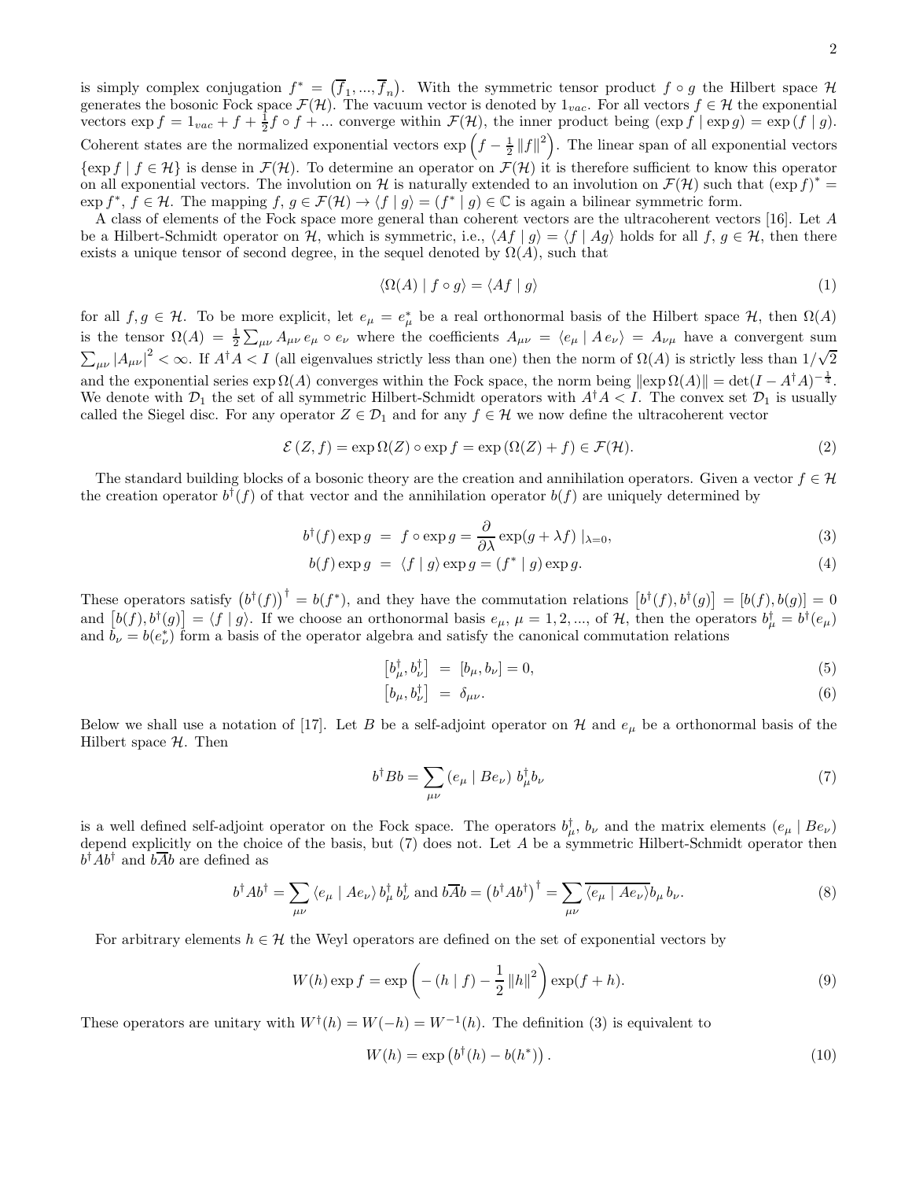is simply complex conjugation $f^* = (\overline{f}_1, ..., \overline{f}_n)$. With the symmetric tensor product $f \circ g$ the Hilbert space $\mathcal{H}$ generates the bosonic Fock space $\mathcal{F}(\mathcal{H})$. The vacuum vector is denoted by $1_{vac}$. For all vectors $f \in \mathcal{H}$ the exponential vectors $\exp f = 1_{vac} + f + \frac{1}{2} f \circ f + ...$ converge within $\mathcal{F}(\mathcal{H})$, the inner product being $(\exp f \mid \exp g) = \exp(f \mid g)$. Coherent states are the normalized exponential vectors $\exp\left(f - \frac{1}{2}\|f\|^2\right)$. The linear span of all exponential vectors $\{\exp f \mid f \in \mathcal{H}\}$ is dense in $\mathcal{F}(\mathcal{H})$. To determine an operator on $\mathcal{F}(\mathcal{H})$ it is therefore sufficient to know this operator on all exponential vectors. The involution on $\mathcal{H}$ is naturally extended to an involution on $\mathcal{F}(\mathcal{H})$ such that $(\exp f)^* = \exp f^*$, $f \in \mathcal{H}$. The mapping $f,\, g \in \mathcal{F}(\mathcal{H}) \to \langle f \mid g \rangle = (f^* \mid g) \in \mathbb{C}$ is again a bilinear symmetric form.

A class of elements of the Fock space more general than coherent vectors are the ultracoherent vectors [16]. Let $A$ be a Hilbert-Schmidt operator on $\mathcal{H}$, which is symmetric, i.e., $\langle Af \mid g \rangle = \langle f \mid Ag \rangle$ holds for all $f, g \in \mathcal{H}$, then there exists a unique tensor of second degree, in the sequel denoted by $\Omega(A)$, such that

$$\langle \Omega(A) \mid f \circ g \rangle = \langle Af \mid g \rangle \tag{1}$$

for all $f, g \in \mathcal{H}$. To be more explicit, let $e_\mu = e_\mu^*$ be a real orthonormal basis of the Hilbert space $\mathcal{H}$, then $\Omega(A)$ is the tensor $\Omega(A) = \frac{1}{2}\sum_{\mu\nu} A_{\mu\nu}\, e_\mu \circ e_\nu$ where the coefficients $A_{\mu\nu} = \langle e_\mu \mid A\, e_\nu \rangle = A_{\nu\mu}$ have a convergent sum $\sum_{\mu\nu} |A_{\mu\nu}|^2 < \infty$. If $A^\dagger A < I$ (all eigenvalues strictly less than one) then the norm of $\Omega(A)$ is strictly less than $1/\sqrt{2}$ and the exponential series $\exp \Omega(A)$ converges within the Fock space, the norm being $\|\exp \Omega(A)\| = \det(I - A^\dagger A)^{-\frac{1}{4}}$. We denote with $\mathcal{D}_1$ the set of all symmetric Hilbert-Schmidt operators with $A^\dagger A < I$. The convex set $\mathcal{D}_1$ is usually called the Siegel disc. For any operator $Z \in \mathcal{D}_1$ and for any $f \in \mathcal{H}$ we now define the ultracoherent vector

$$\mathcal{E}(Z, f) = \exp \Omega(Z) \circ \exp f = \exp\left(\Omega(Z) + f\right) \in \mathcal{F}(\mathcal{H}). \tag{2}$$

The standard building blocks of a bosonic theory are the creation and annihilation operators. Given a vector $f \in \mathcal{H}$ the creation operator $b^\dagger(f)$ of that vector and the annihilation operator $b(f)$ are uniquely determined by

$$b^\dagger(f) \exp g \;=\; f \circ \exp g = \frac{\partial}{\partial \lambda} \exp(g + \lambda f) \mid_{\lambda=0}, \tag{3}$$

$$b(f) \exp g \;=\; \langle f \mid g \rangle \exp g = (f^* \mid g) \exp g. \tag{4}$$

These operators satisfy $\left(b^\dagger(f)\right)^\dagger = b(f^*)$, and they have the commutation relations $\left[b^\dagger(f), b^\dagger(g)\right] = \left[b(f), b(g)\right] = 0$ and $\left[b(f), b^\dagger(g)\right] = \langle f \mid g \rangle$. If we choose an orthonormal basis $e_\mu$, $\mu = 1, 2, ...,$ of $\mathcal{H}$, then the operators $b_\mu^\dagger = b^\dagger(e_\mu)$ and $b_\nu = b(e_\nu^*)$ form a basis of the operator algebra and satisfy the canonical commutation relations

$$\left[b_\mu^\dagger, b_\nu^\dagger\right] \;=\; \left[b_\mu, b_\nu\right] = 0, \tag{5}$$

$$\left[b_\mu, b_\nu^\dagger\right] \;=\; \delta_{\mu\nu}. \tag{6}$$

Below we shall use a notation of [17]. Let $B$ be a self-adjoint operator on $\mathcal{H}$ and $e_\mu$ be a orthonormal basis of the Hilbert space $\mathcal{H}$. Then

$$b^\dagger B b = \sum_{\mu\nu} \left(e_\mu \mid B e_\nu\right)\, b_\mu^\dagger b_\nu \tag{7}$$

is a well defined self-adjoint operator on the Fock space. The operators $b_\mu^\dagger$, $b_\nu$ and the matrix elements $(e_\mu \mid B e_\nu)$ depend explicitly on the choice of the basis, but (7) does not. Let $A$ be a symmetric Hilbert-Schmidt operator then $b^\dagger A b^\dagger$ and $b\overline{A}b$ are defined as

$$b^\dagger A b^\dagger = \sum_{\mu\nu} \langle e_\mu \mid A e_\nu \rangle\, b_\mu^\dagger\, b_\nu^\dagger \text{ and } b\overline{A}b = \left(b^\dagger A b^\dagger\right)^\dagger = \sum_{\mu\nu} \overline{\langle e_\mu \mid A e_\nu \rangle} b_\mu\, b_\nu. \tag{8}$$

For arbitrary elements $h \in \mathcal{H}$ the Weyl operators are defined on the set of exponential vectors by

$$W(h) \exp f = \exp\left(-\left(h \mid f\right) - \frac{1}{2}\|h\|^2\right) \exp(f + h). \tag{9}$$

These operators are unitary with $W^\dagger(h) = W(-h) = W^{-1}(h)$. The definition (3) is equivalent to

$$W(h) = \exp\left(b^\dagger(h) - b(h^*)\right). \tag{10}$$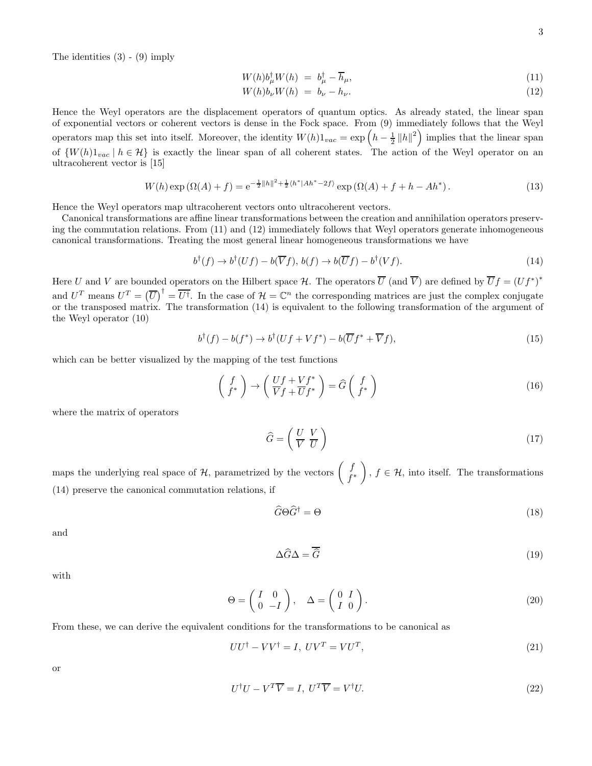The identities (3) - (9) imply

$$W(h)b_\mu^\dagger W(h) \;=\; b_\mu^\dagger - \overline{h}_\mu, \tag{11}$$

$$W(h)b_\nu W(h) \;=\; b_\nu - h_\nu. \tag{12}$$

Hence the Weyl operators are the displacement operators of quantum optics. As already stated, the linear span of exponential vectors or coherent vectors is dense in the Fock space. From (9) immediately follows that the Weyl operators map this set into itself. Moreover, the identity $W(h)1_{vac} = \exp\left(h - \frac{1}{2}\|h\|^2\right)$ implies that the linear span of $\{W(h)1_{vac} \mid h \in \mathcal{H}\}$ is exactly the linear span of all coherent states. The action of the Weyl operator on an ultracoherent vector is [15]

$$W(h)\exp\left(\Omega(A) + f\right) = \mathrm{e}^{-\frac{1}{2}\|h\|^2 + \frac{1}{2}\langle h^* | Ah^* - 2f\rangle} \exp\left(\Omega(A) + f + h - Ah^*\right). \tag{13}$$

Hence the Weyl operators map ultracoherent vectors onto ultracoherent vectors.

Canonical transformations are affine linear transformations between the creation and annihilation operators preserving the commutation relations. From (11) and (12) immediately follows that Weyl operators generate inhomogeneous canonical transformations. Treating the most general linear homogeneous transformations we have

$$b^\dagger(f) \to b^\dagger(Uf) - b(\overline{V}f),\; b(f) \to b(\overline{U}f) - b^\dagger(Vf). \tag{14}$$

Here $U$ and $V$ are bounded operators on the Hilbert space $\mathcal{H}$. The operators $\overline{U}$ (and $\overline{V}$) are defined by $\overline{U}f = (Uf^*)^*$ and $U^T$ means $U^T = \left(\overline{U}\right)^\dagger = \overline{U^\dagger}$. In the case of $\mathcal{H} = \mathbb{C}^n$ the corresponding matrices are just the complex conjugate or the transposed matrix. The transformation (14) is equivalent to the following transformation of the argument of the Weyl operator (10)

$$b^\dagger(f) - b(f^*) \to b^\dagger(Uf + Vf^*) - b(\overline{U}f^* + \overline{V}f), \tag{15}$$

which can be better visualized by the mapping of the test functions

$$\begin{pmatrix} f \\ f^* \end{pmatrix} \to \begin{pmatrix} Uf + Vf^* \\ \overline{V}f + \overline{U}f^* \end{pmatrix} = \widehat{G}\begin{pmatrix} f \\ f^* \end{pmatrix} \tag{16}$$

where the matrix of operators

$$\widehat{G} = \begin{pmatrix} U & V \\ \overline{V} & \overline{U} \end{pmatrix} \tag{17}$$

maps the underlying real space of $\mathcal{H}$, parametrized by the vectors $\begin{pmatrix} f \\ f^* \end{pmatrix}$, $f \in \mathcal{H}$, into itself. The transformations (14) preserve the canonical commutation relations, if

$$\widehat{G}\Theta\widehat{G}^\dagger = \Theta \tag{18}$$

and

$$\Delta\widehat{G}\Delta = \overline{\widehat{G}} \tag{19}$$

with

$$\Theta = \begin{pmatrix} I & 0 \\ 0 & -I \end{pmatrix}, \quad \Delta = \begin{pmatrix} 0 & I \\ I & 0 \end{pmatrix}. \tag{20}$$

From these, we can derive the equivalent conditions for the transformations to be canonical as

$$UU^\dagger - VV^\dagger = I,\; UV^T = VU^T, \tag{21}$$

or

$$U^\dagger U - V^T\overline{V} = I,\; U^T\overline{V} = V^\dagger U. \tag{22}$$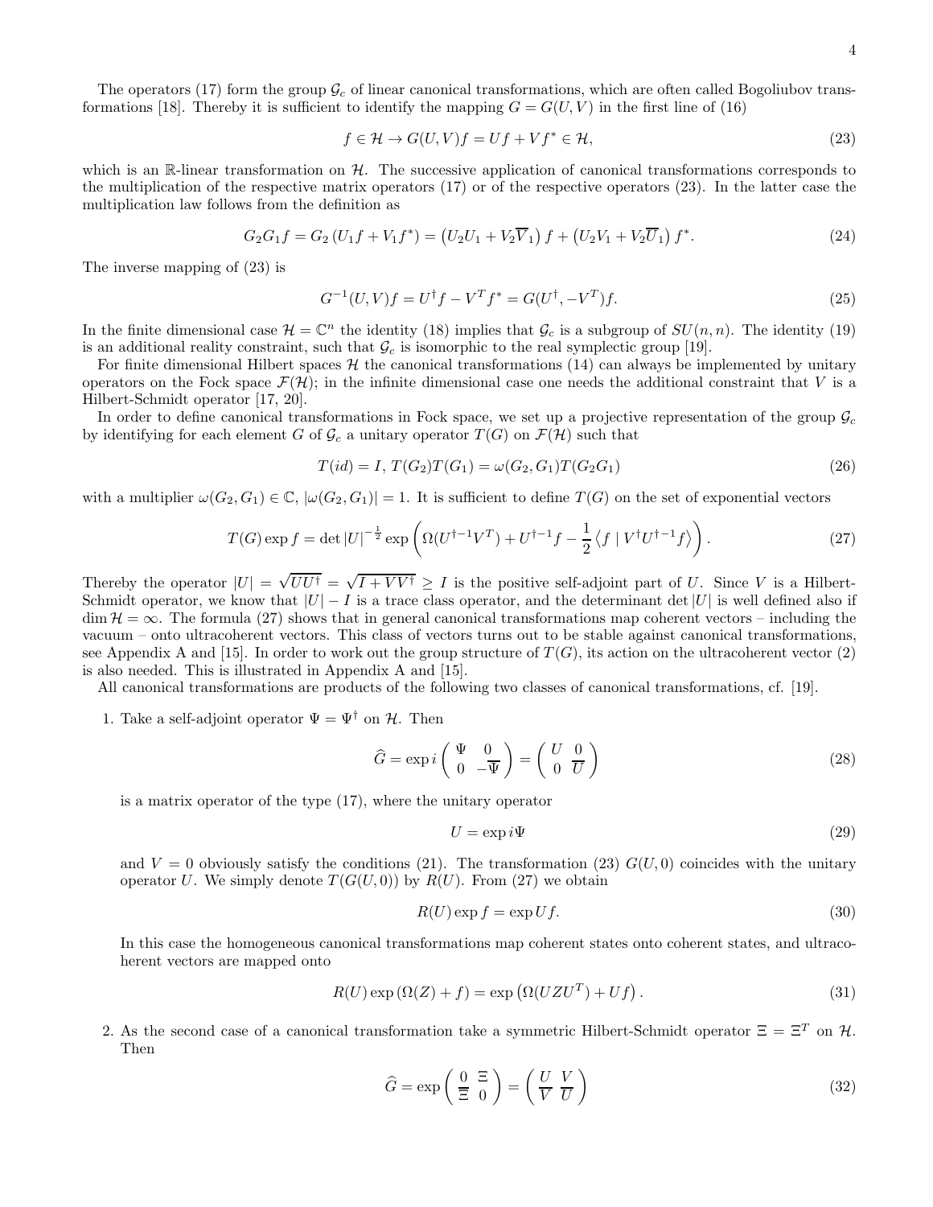The operators (17) form the group $\mathcal{G}_c$ of linear canonical transformations, which are often called Bogoliubov transformations [18]. Thereby it is sufficient to identify the mapping $G = G(U,V)$ in the first line of (16)

$$f \in \mathcal{H} \to G(U,V)f = Uf + Vf^* \in \mathcal{H}, \tag{23}$$

which is an $\mathbb{R}$-linear transformation on $\mathcal{H}$. The successive application of canonical transformations corresponds to the multiplication of the respective matrix operators (17) or of the respective operators (23). In the latter case the multiplication law follows from the definition as

$$G_2 G_1 f = G_2 \left(U_1 f + V_1 f^*\right) = \left(U_2 U_1 + V_2 \overline{V}_1\right) f + \left(U_2 V_1 + V_2 \overline{U}_1\right) f^*. \tag{24}$$

The inverse mapping of (23) is

$$G^{-1}(U,V)f = U^\dagger f - V^T f^* = G(U^\dagger, -V^T)f. \tag{25}$$

In the finite dimensional case $\mathcal{H} = \mathbb{C}^n$ the identity (18) implies that $\mathcal{G}_c$ is a subgroup of $SU(n,n)$. The identity (19) is an additional reality constraint, such that $\mathcal{G}_c$ is isomorphic to the real symplectic group [19].

For finite dimensional Hilbert spaces $\mathcal{H}$ the canonical transformations (14) can always be implemented by unitary operators on the Fock space $\mathcal{F}(\mathcal{H})$; in the infinite dimensional case one needs the additional constraint that $V$ is a Hilbert-Schmidt operator [17, 20].

In order to define canonical transformations in Fock space, we set up a projective representation of the group $\mathcal{G}_c$ by identifying for each element $G$ of $\mathcal{G}_c$ a unitary operator $T(G)$ on $\mathcal{F}(\mathcal{H})$ such that

$$T(id) = I,\ T(G_2)T(G_1) = \omega(G_2, G_1)T(G_2 G_1) \tag{26}$$

with a multiplier $\omega(G_2, G_1) \in \mathbb{C}$, $|\omega(G_2, G_1)| = 1$. It is sufficient to define $T(G)$ on the set of exponential vectors

$$T(G)\exp f = \det|U|^{-\frac{1}{2}} \exp\left(\Omega(U^{\dagger-1}V^T) + U^{\dagger-1}f - \frac{1}{2}\left\langle f \mid V^\dagger U^{\dagger-1} f\right\rangle\right). \tag{27}$$

Thereby the operator $|U| = \sqrt{UU^\dagger} = \sqrt{I + VV^\dagger} \geq I$ is the positive self-adjoint part of $U$. Since $V$ is a Hilbert-Schmidt operator, we know that $|U| - I$ is a trace class operator, and the determinant $\det|U|$ is well defined also if $\dim \mathcal{H} = \infty$. The formula (27) shows that in general canonical transformations map coherent vectors – including the vacuum – onto ultracoherent vectors. This class of vectors turns out to be stable against canonical transformations, see Appendix A and [15]. In order to work out the group structure of $T(G)$, its action on the ultracoherent vector (2) is also needed. This is illustrated in Appendix A and [15].

All canonical transformations are products of the following two classes of canonical transformations, cf. [19].

1. Take a self-adjoint operator $\Psi = \Psi^\dagger$ on $\mathcal{H}$. Then

$$\widehat{G} = \exp i \begin{pmatrix} \Psi & 0 \\ 0 & -\overline{\Psi} \end{pmatrix} = \begin{pmatrix} U & 0 \\ 0 & \overline{U} \end{pmatrix} \tag{28}$$

is a matrix operator of the type (17), where the unitary operator

$$U = \exp i\Psi \tag{29}$$

and $V = 0$ obviously satisfy the conditions (21). The transformation (23) $G(U,0)$ coincides with the unitary operator $U$. We simply denote $T(G(U,0))$ by $R(U)$. From (27) we obtain

$$R(U)\exp f = \exp Uf. \tag{30}$$

In this case the homogeneous canonical transformations map coherent states onto coherent states, and ultracoherent vectors are mapped onto

$$R(U)\exp\left(\Omega(Z) + f\right) = \exp\left(\Omega(UZU^T) + Uf\right). \tag{31}$$

2. As the second case of a canonical transformation take a symmetric Hilbert-Schmidt operator $\Xi = \Xi^T$ on $\mathcal{H}$. Then

$$\widehat{G} = \exp\begin{pmatrix} 0 & \Xi \\ \overline{\Xi} & 0 \end{pmatrix} = \begin{pmatrix} U & V \\ \overline{V} & \overline{U} \end{pmatrix} \tag{32}$$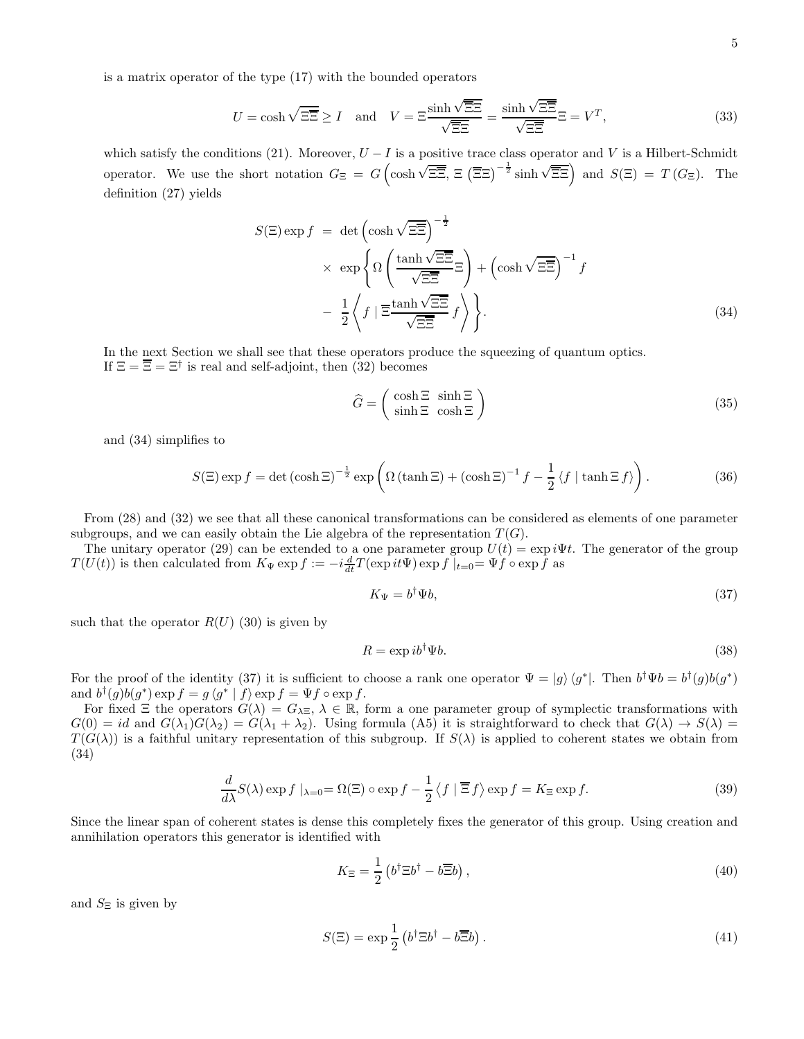is a matrix operator of the type (17) with the bounded operators

$$U = \cosh \sqrt{\Xi \overline{\Xi}} \geq I \quad \text{and} \quad V = \Xi \frac{\sinh \sqrt{\overline{\Xi} \Xi}}{\sqrt{\overline{\Xi} \Xi}} = \frac{\sinh \sqrt{\Xi \overline{\Xi}}}{\sqrt{\Xi \overline{\Xi}}} \Xi = V^T, \tag{33}$$

which satisfy the conditions (21). Moreover, $U - I$ is a positive trace class operator and $V$ is a Hilbert-Schmidt operator. We use the short notation $G_\Xi = G\left(\cosh \sqrt{\Xi \overline{\Xi}},\, \Xi \left(\overline{\Xi} \Xi\right)^{-\frac{1}{2}} \sinh \sqrt{\overline{\Xi} \Xi}\right)$ and $S(\Xi) = T\left(G_\Xi\right)$. The definition (27) yields

$$\begin{aligned} S(\Xi) \exp f &= \det \left(\cosh \sqrt{\Xi \overline{\Xi}}\right)^{-\frac{1}{2}} \\ &\times \exp \left\{ \Omega \left( \frac{\tanh \sqrt{\Xi \overline{\Xi}}}{\sqrt{\Xi \overline{\Xi}}} \Xi \right) + \left(\cosh \sqrt{\Xi \overline{\Xi}}\right)^{-1} f \right. \\ &- \left. \frac{1}{2} \left\langle f \mid \overline{\Xi} \frac{\tanh \sqrt{\Xi \overline{\Xi}}}{\sqrt{\Xi \overline{\Xi}}} f \right\rangle \right\}. \end{aligned} \tag{34}$$

In the next Section we shall see that these operators produce the squeezing of quantum optics.
If $\Xi = \overline{\Xi} = \Xi^\dagger$ is real and self-adjoint, then (32) becomes

$$\widehat{G} = \begin{pmatrix} \cosh \Xi & \sinh \Xi \\ \sinh \Xi & \cosh \Xi \end{pmatrix} \tag{35}$$

and (34) simplifies to

$$S(\Xi) \exp f = \det \left(\cosh \Xi\right)^{-\frac{1}{2}} \exp \left( \Omega \left(\tanh \Xi\right) + \left(\cosh \Xi\right)^{-1} f - \frac{1}{2} \left\langle f \mid \tanh \Xi\, f \right\rangle \right). \tag{36}$$

From (28) and (32) we see that all these canonical transformations can be considered as elements of one parameter subgroups, and we can easily obtain the Lie algebra of the representation $T(G)$.

The unitary operator (29) can be extended to a one parameter group $U(t) = \exp i\Psi t$. The generator of the group $T(U(t))$ is then calculated from $K_\Psi \exp f := -i \frac{d}{dt} T(\exp it\Psi) \exp f \mid_{t=0} = \Psi f \circ \exp f$ as

$$K_\Psi = b^\dagger \Psi b, \tag{37}$$

such that the operator $R(U)$ (30) is given by

$$R = \exp i b^\dagger \Psi b. \tag{38}$$

For the proof of the identity (37) it is sufficient to choose a rank one operator $\Psi = |g\rangle \langle g^*|$. Then $b^\dagger \Psi b = b^\dagger(g) b(g^*)$ and $b^\dagger(g) b(g^*) \exp f = g \langle g^* \mid f\rangle \exp f = \Psi f \circ \exp f$.

For fixed $\Xi$ the operators $G(\lambda) = G_{\lambda\Xi}$, $\lambda \in \mathbb{R}$, form a one parameter group of symplectic transformations with $G(0) = id$ and $G(\lambda_1) G(\lambda_2) = G(\lambda_1 + \lambda_2)$. Using formula (A5) it is straightforward to check that $G(\lambda) \to S(\lambda) = T(G(\lambda))$ is a faithful unitary representation of this subgroup. If $S(\lambda)$ is applied to coherent states we obtain from (34)

$$\frac{d}{d\lambda} S(\lambda) \exp f \mid_{\lambda=0} = \Omega(\Xi) \circ \exp f - \frac{1}{2} \left\langle f \mid \overline{\Xi}\, f \right\rangle \exp f = K_\Xi \exp f. \tag{39}$$

Since the linear span of coherent states is dense this completely fixes the generator of this group. Using creation and annihilation operators this generator is identified with

$$K_\Xi = \frac{1}{2} \left( b^\dagger \Xi b^\dagger - b \overline{\Xi} b \right), \tag{40}$$

and $S_\Xi$ is given by

$$S(\Xi) = \exp \frac{1}{2} \left( b^\dagger \Xi b^\dagger - b \overline{\Xi} b \right). \tag{41}$$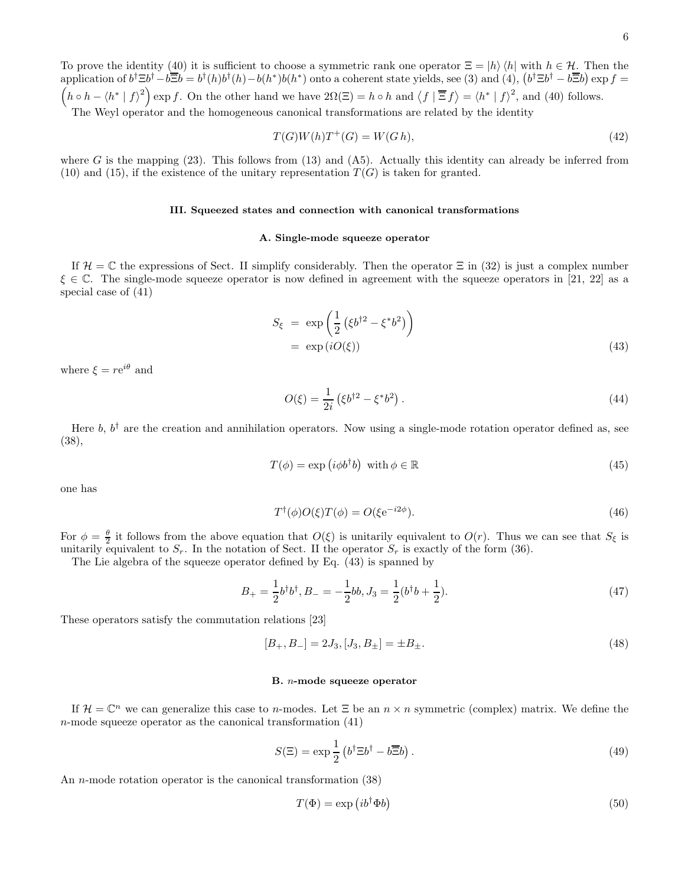To prove the identity (40) it is sufficient to choose a symmetric rank one operator $\Xi = |h\rangle\langle h|$ with $h \in \mathcal{H}$. Then the application of $b^\dagger \Xi b^\dagger - b\overline{\Xi} b = b^\dagger(h) b^\dagger(h) - b(h^*) b(h^*)$ onto a coherent state yields, see (3) and (4), $\left(b^\dagger \Xi b^\dagger - b\overline{\Xi} b\right) \exp f = \left(h \circ h - \langle h^* \mid f\rangle^2\right) \exp f$. On the other hand we have $2\Omega(\Xi) = h \circ h$ and $\left\langle f \mid \overline{\Xi}\, f\right\rangle = \langle h^* \mid f\rangle^2$, and (40) follows.

The Weyl operator and the homogeneous canonical transformations are related by the identity

$$T(G) W(h) T^+(G) = W(G\, h), \tag{42}$$

where $G$ is the mapping (23). This follows from (13) and (A5). Actually this identity can already be inferred from (10) and (15), if the existence of the unitary representation $T(G)$ is taken for granted.

### III. Squeezed states and connection with canonical transformations

#### A. Single-mode squeeze operator

If $\mathcal{H} = \mathbb{C}$ the expressions of Sect. II simplify considerably. Then the operator $\Xi$ in (32) is just a complex number $\xi \in \mathbb{C}$. The single-mode squeeze operator is now defined in agreement with the squeeze operators in [21, 22] as a special case of (41)

$$\begin{aligned} S_\xi &= \exp\left(\frac{1}{2}\left(\xi b^{\dagger 2} - \xi^* b^2\right)\right) \\ &= \exp\left(iO(\xi)\right) \end{aligned} \tag{43}$$

where $\xi = r\mathrm{e}^{i\theta}$ and

$$O(\xi) = \frac{1}{2i}\left(\xi b^{\dagger 2} - \xi^* b^2\right). \tag{44}$$

Here $b$, $b^\dagger$ are the creation and annihilation operators. Now using a single-mode rotation operator defined as, see (38),

$$T(\phi) = \exp\left(i\phi b^\dagger b\right) \ \text{with}\, \phi \in \mathbb{R} \tag{45}$$

one has

$$T^\dagger(\phi) O(\xi) T(\phi) = O(\xi \mathrm{e}^{-i2\phi}). \tag{46}$$

For $\phi = \frac{\theta}{2}$ it follows from the above equation that $O(\xi)$ is unitarily equivalent to $O(r)$. Thus we can see that $S_\xi$ is unitarily equivalent to $S_r$. In the notation of Sect. II the operator $S_r$ is exactly of the form (36).

The Lie algebra of the squeeze operator defined by Eq. (43) is spanned by

$$B_+ = \frac{1}{2} b^\dagger b^\dagger, B_- = -\frac{1}{2} bb, J_3 = \frac{1}{2}(b^\dagger b + \frac{1}{2}). \tag{47}$$

These operators satisfy the commutation relations [23]

$$[B_+, B_-] = 2J_3, [J_3, B_\pm] = \pm B_\pm. \tag{48}$$

#### B. $n$-mode squeeze operator

If $\mathcal{H} = \mathbb{C}^n$ we can generalize this case to $n$-modes. Let $\Xi$ be an $n \times n$ symmetric (complex) matrix. We define the $n$-mode squeeze operator as the canonical transformation (41)

$$S(\Xi) = \exp\frac{1}{2}\left(b^\dagger \Xi b^\dagger - b\overline{\Xi} b\right). \tag{49}$$

An $n$-mode rotation operator is the canonical transformation (38)

$$T(\Phi) = \exp\left(ib^\dagger \Phi b\right) \tag{50}$$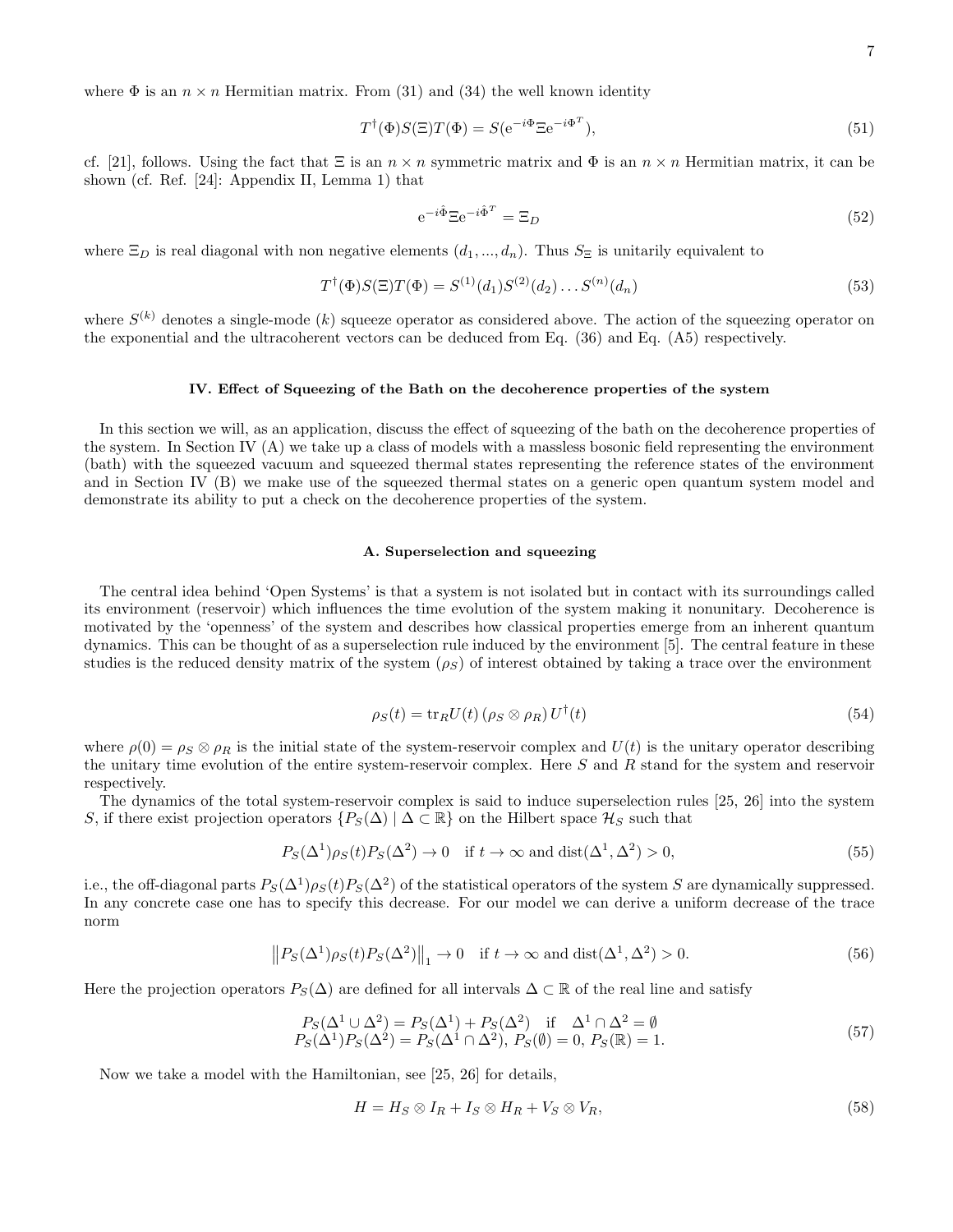where $\Phi$ is an $n \times n$ Hermitian matrix. From (31) and (34) the well known identity

$$T^{\dagger}(\Phi)S(\Xi)T(\Phi) = S(\mathrm{e}^{-i\Phi}\Xi\mathrm{e}^{-i\Phi^{T}}), \tag{51}$$

cf. [21], follows. Using the fact that $\Xi$ is an $n \times n$ symmetric matrix and $\Phi$ is an $n \times n$ Hermitian matrix, it can be shown (cf. Ref. [24]: Appendix II, Lemma 1) that

$$\mathrm{e}^{-i\hat{\Phi}}\Xi\mathrm{e}^{-i\hat{\Phi}^{T}} = \Xi_{D} \tag{52}$$

where $\Xi_D$ is real diagonal with non negative elements $(d_1, ..., d_n)$. Thus $S_{\Xi}$ is unitarily equivalent to

$$T^{\dagger}(\Phi)S(\Xi)T(\Phi) = S^{(1)}(d_1)S^{(2)}(d_2)\ldots S^{(n)}(d_n) \tag{53}$$

where $S^{(k)}$ denotes a single-mode $(k)$ squeeze operator as considered above. The action of the squeezing operator on the exponential and the ultracoherent vectors can be deduced from Eq. (36) and Eq. (A5) respectively.

## IV. Effect of Squeezing of the Bath on the decoherence properties of the system

In this section we will, as an application, discuss the effect of squeezing of the bath on the decoherence properties of the system. In Section IV (A) we take up a class of models with a massless bosonic field representing the environment (bath) with the squeezed vacuum and squeezed thermal states representing the reference states of the environment and in Section IV (B) we make use of the squeezed thermal states on a generic open quantum system model and demonstrate its ability to put a check on the decoherence properties of the system.

### A. Superselection and squeezing

The central idea behind 'Open Systems' is that a system is not isolated but in contact with its surroundings called its environment (reservoir) which influences the time evolution of the system making it nonunitary. Decoherence is motivated by the 'openness' of the system and describes how classical properties emerge from an inherent quantum dynamics. This can be thought of as a superselection rule induced by the environment [5]. The central feature in these studies is the reduced density matrix of the system $(\rho_S)$ of interest obtained by taking a trace over the environment

$$\rho_S(t) = \mathrm{tr}_R U(t)\,(\rho_S \otimes \rho_R)\,U^{\dagger}(t) \tag{54}$$

where $\rho(0) = \rho_S \otimes \rho_R$ is the initial state of the system-reservoir complex and $U(t)$ is the unitary operator describing the unitary time evolution of the entire system-reservoir complex. Here $S$ and $R$ stand for the system and reservoir respectively.

The dynamics of the total system-reservoir complex is said to induce superselection rules [25, 26] into the system $S$, if there exist projection operators $\{P_S(\Delta) \mid \Delta \subset \mathbb{R}\}$ on the Hilbert space $\mathcal{H}_S$ such that

$$P_S(\Delta^1)\rho_S(t)P_S(\Delta^2) \to 0 \quad \text{if } t \to \infty \text{ and } \mathrm{dist}(\Delta^1, \Delta^2) > 0, \tag{55}$$

i.e., the off-diagonal parts $P_S(\Delta^1)\rho_S(t)P_S(\Delta^2)$ of the statistical operators of the system $S$ are dynamically suppressed. In any concrete case one has to specify this decrease. For our model we can derive a uniform decrease of the trace norm

$$\left\| P_S(\Delta^1)\rho_S(t)P_S(\Delta^2) \right\|_1 \to 0 \quad \text{if } t \to \infty \text{ and } \mathrm{dist}(\Delta^1, \Delta^2) > 0. \tag{56}$$

Here the projection operators $P_S(\Delta)$ are defined for all intervals $\Delta \subset \mathbb{R}$ of the real line and satisfy

$$\begin{array}{c} P_S(\Delta^1 \cup \Delta^2) = P_S(\Delta^1) + P_S(\Delta^2) \quad \text{if} \quad \Delta^1 \cap \Delta^2 = \emptyset \\ P_S(\Delta^1)P_S(\Delta^2) = P_S(\Delta^1 \cap \Delta^2),\ P_S(\emptyset) = 0,\ P_S(\mathbb{R}) = 1. \end{array} \tag{57}$$

Now we take a model with the Hamiltonian, see [25, 26] for details,

$$H = H_S \otimes I_R + I_S \otimes H_R + V_S \otimes V_R, \tag{58}$$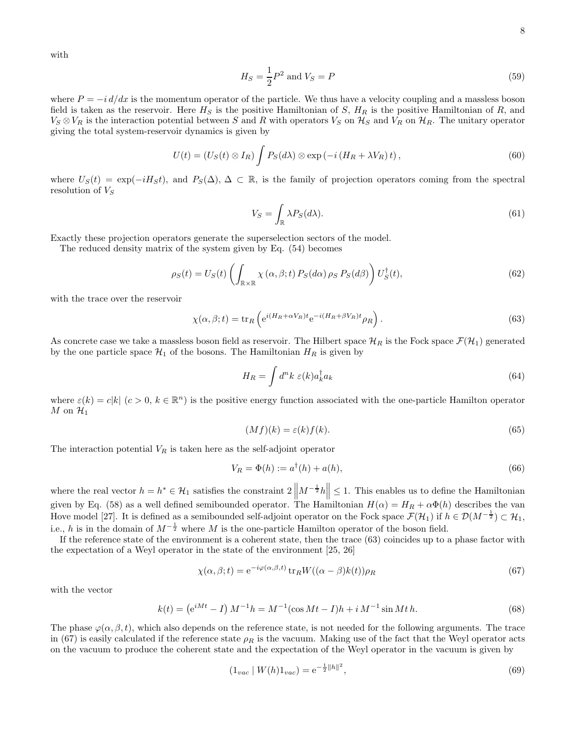with

$$H_S = \frac{1}{2}P^2 \text{ and } V_S = P \tag{59}$$

where $P = -i\, d/dx$ is the momentum operator of the particle. We thus have a velocity coupling and a massless boson field is taken as the reservoir. Here $H_S$ is the positive Hamiltonian of $S$, $H_R$ is the positive Hamiltonian of $R$, and $V_S \otimes V_R$ is the interaction potential between $S$ and $R$ with operators $V_S$ on $\mathcal{H}_S$ and $V_R$ on $\mathcal{H}_R$. The unitary operator giving the total system-reservoir dynamics is given by

$$U(t) = (U_S(t) \otimes I_R) \int P_S(d\lambda) \otimes \exp\left(-i\left(H_R + \lambda V_R\right) t\right), \tag{60}$$

where $U_S(t) = \exp(-iH_S t)$, and $P_S(\Delta)$, $\Delta \subset \mathbb{R}$, is the family of projection operators coming from the spectral resolution of $V_S$

$$V_S = \int_{\mathbb{R}} \lambda P_S(d\lambda). \tag{61}$$

Exactly these projection operators generate the superselection sectors of the model.

The reduced density matrix of the system given by Eq. (54) becomes

$$\rho_S(t) = U_S(t) \left( \int_{\mathbb{R}\times\mathbb{R}} \chi\left(\alpha, \beta; t\right) P_S(d\alpha)\, \rho_S\, P_S(d\beta) \right) U_S^{\dagger}(t), \tag{62}$$

with the trace over the reservoir

$$\chi(\alpha, \beta; t) = \mathrm{tr}_R \left( \mathrm{e}^{i(H_R + \alpha V_R)t} \mathrm{e}^{-i(H_R + \beta V_R)t} \rho_R \right). \tag{63}$$

As concrete case we take a massless boson field as reservoir. The Hilbert space $\mathcal{H}_R$ is the Fock space $\mathcal{F}(\mathcal{H}_1)$ generated by the one particle space $\mathcal{H}_1$ of the bosons. The Hamiltonian $H_R$ is given by

$$H_R = \int d^n k\ \varepsilon(k) a_k^{\dagger} a_k \tag{64}$$

where $\varepsilon(k) = c|k|$ ($c > 0$, $k \in \mathbb{R}^n$) is the positive energy function associated with the one-particle Hamilton operator $M$ on $\mathcal{H}_1$

$$(Mf)(k) = \varepsilon(k) f(k). \tag{65}$$

The interaction potential $V_R$ is taken here as the self-adjoint operator

$$V_R = \Phi(h) := a^{\dagger}(h) + a(h), \tag{66}$$

where the real vector $h = h^* \in \mathcal{H}_1$ satisfies the constraint $2\left\| M^{-\frac{1}{2}} h \right\| \leq 1$. This enables us to define the Hamiltonian given by Eq. (58) as a well defined semibounded operator. The Hamiltonian $H(\alpha) = H_R + \alpha\Phi(h)$ describes the van Hove model [27]. It is defined as a semibounded self-adjoint operator on the Fock space $\mathcal{F}(\mathcal{H}_1)$ if $h \in \mathcal{D}(M^{-\frac{1}{2}}) \subset \mathcal{H}_1$, i.e., $h$ is in the domain of $M^{-\frac{1}{2}}$ where $M$ is the one-particle Hamilton operator of the boson field.

If the reference state of the environment is a coherent state, then the trace (63) coincides up to a phase factor with the expectation of a Weyl operator in the state of the environment [25, 26]

$$\chi(\alpha, \beta; t) = \mathrm{e}^{-i\varphi(\alpha,\beta,t)}\, \mathrm{tr}_R W((\alpha - \beta) k(t)) \rho_R \tag{67}$$

with the vector

$$k(t) = \left(\mathrm{e}^{iMt} - I\right) M^{-1} h = M^{-1}(\cos Mt - I)h + i\, M^{-1} \sin Mt\, h. \tag{68}$$

The phase $\varphi(\alpha, \beta, t)$, which also depends on the reference state, is not needed for the following arguments. The trace in (67) is easily calculated if the reference state $\rho_R$ is the vacuum. Making use of the fact that the Weyl operator acts on the vacuum to produce the coherent state and the expectation of the Weyl operator in the vacuum is given by

$$(1_{vac} \mid W(h) 1_{vac}) = \mathrm{e}^{-\frac{1}{2}\|h\|^2}, \tag{69}$$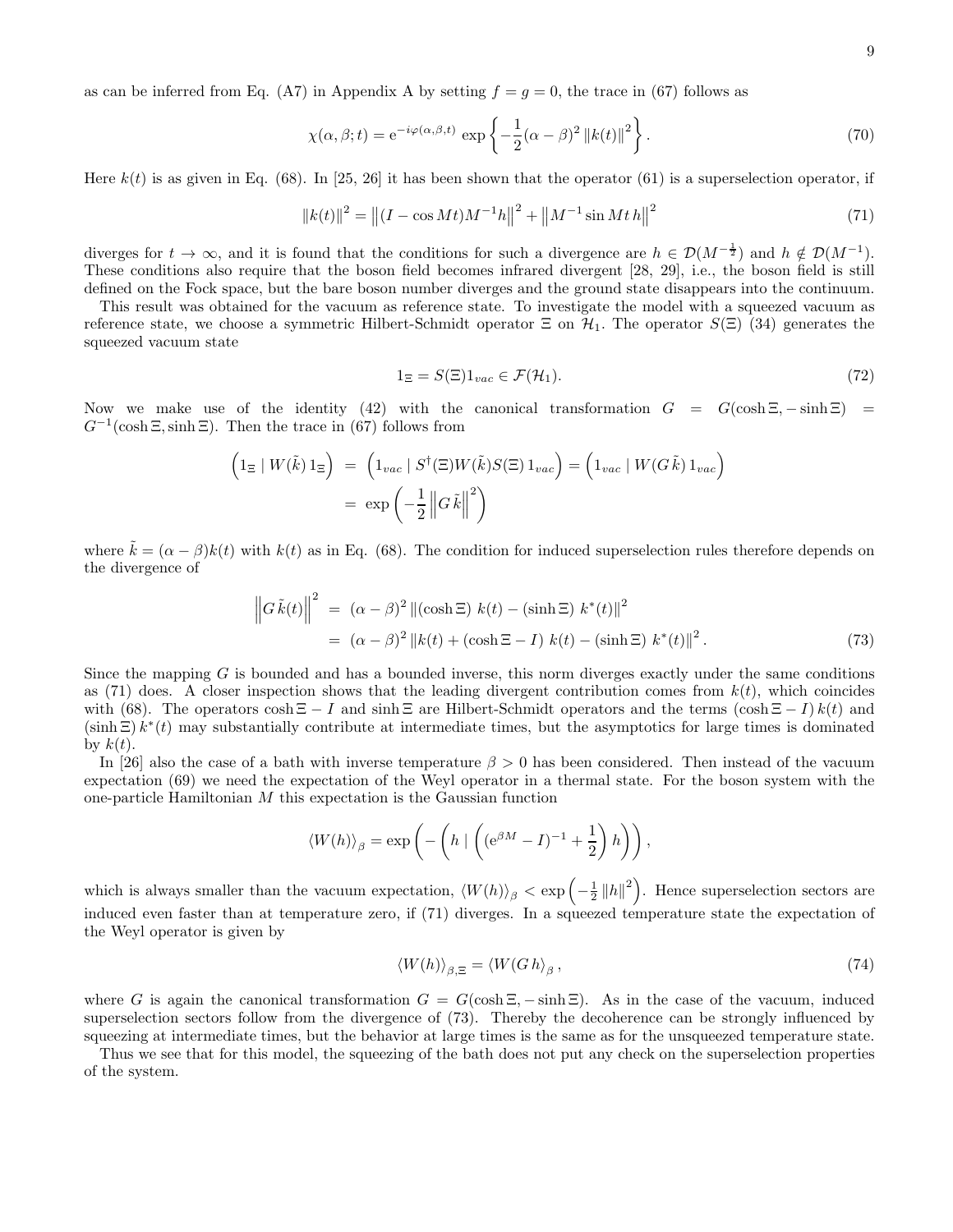as can be inferred from Eq. (A7) in Appendix A by setting $f = g = 0$, the trace in (67) follows as

$$\chi(\alpha, \beta; t) = \mathrm{e}^{-i\varphi(\alpha,\beta,t)} \exp\left\{-\frac{1}{2}(\alpha-\beta)^2 \|k(t)\|^2\right\}. \tag{70}$$

Here $k(t)$ is as given in Eq. (68). In [25, 26] it has been shown that the operator (61) is a superselection operator, if

$$\|k(t)\|^2 = \left\|(I - \cos Mt)M^{-1}h\right\|^2 + \left\|M^{-1}\sin Mt\, h\right\|^2 \tag{71}$$

diverges for $t \to \infty$, and it is found that the conditions for such a divergence are $h \in \mathcal{D}(M^{-\frac{1}{2}})$ and $h \notin \mathcal{D}(M^{-1})$. These conditions also require that the boson field becomes infrared divergent [28, 29], i.e., the boson field is still defined on the Fock space, but the bare boson number diverges and the ground state disappears into the continuum.

This result was obtained for the vacuum as reference state. To investigate the model with a squeezed vacuum as reference state, we choose a symmetric Hilbert-Schmidt operator $\Xi$ on $\mathcal{H}_1$. The operator $S(\Xi)$ (34) generates the squeezed vacuum state

$$1_\Xi = S(\Xi)1_{vac} \in \mathcal{F}(\mathcal{H}_1). \tag{72}$$

Now we make use of the identity (42) with the canonical transformation $G = G(\cosh\Xi, -\sinh\Xi) = G^{-1}(\cosh\Xi, \sinh\Xi)$. Then the trace in (67) follows from

$$\begin{aligned}\left(1_\Xi \mid W(\tilde{k})\, 1_\Xi\right) &= \left(1_{vac} \mid S^\dagger(\Xi)W(\tilde{k})S(\Xi)\, 1_{vac}\right) = \left(1_{vac} \mid W(G\,\tilde{k})\, 1_{vac}\right) \\ &= \exp\left(-\frac{1}{2}\left\|G\,\tilde{k}\right\|^2\right)\end{aligned}$$

where $\tilde{k} = (\alpha - \beta)k(t)$ with $k(t)$ as in Eq. (68). The condition for induced superselection rules therefore depends on the divergence of

$$\begin{aligned}\left\|G\,\tilde{k}(t)\right\|^2 &= (\alpha-\beta)^2 \left\|(\cosh\Xi)\; k(t) - (\sinh\Xi)\; k^*(t)\right\|^2 \\ &= (\alpha-\beta)^2 \left\|k(t) + (\cosh\Xi - I)\; k(t) - (\sinh\Xi)\; k^*(t)\right\|^2.\end{aligned} \tag{73}$$

Since the mapping $G$ is bounded and has a bounded inverse, this norm diverges exactly under the same conditions as (71) does. A closer inspection shows that the leading divergent contribution comes from $k(t)$, which coincides with (68). The operators $\cosh\Xi - I$ and $\sinh\Xi$ are Hilbert-Schmidt operators and the terms $(\cosh\Xi - I)\,k(t)$ and $(\sinh\Xi)\,k^*(t)$ may substantially contribute at intermediate times, but the asymptotics for large times is dominated by $k(t)$.

In [26] also the case of a bath with inverse temperature $\beta > 0$ has been considered. Then instead of the vacuum expectation (69) we need the expectation of the Weyl operator in a thermal state. For the boson system with the one-particle Hamiltonian $M$ this expectation is the Gaussian function

$$\langle W(h)\rangle_\beta = \exp\left(-\left(h \mid \left((\mathrm{e}^{\beta M} - I)^{-1} + \frac{1}{2}\right) h\right)\right),$$

which is always smaller than the vacuum expectation, $\langle W(h)\rangle_\beta < \exp\left(-\frac{1}{2}\|h\|^2\right)$. Hence superselection sectors are induced even faster than at temperature zero, if (71) diverges. In a squeezed temperature state the expectation of the Weyl operator is given by

$$\langle W(h)\rangle_{\beta,\Xi} = \langle W(G\,h\rangle_\beta\,, \tag{74}$$

where $G$ is again the canonical transformation $G = G(\cosh\Xi, -\sinh\Xi)$. As in the case of the vacuum, induced superselection sectors follow from the divergence of (73). Thereby the decoherence can be strongly influenced by squeezing at intermediate times, but the behavior at large times is the same as for the unsqueezed temperature state.

Thus we see that for this model, the squeezing of the bath does not put any check on the superselection properties of the system.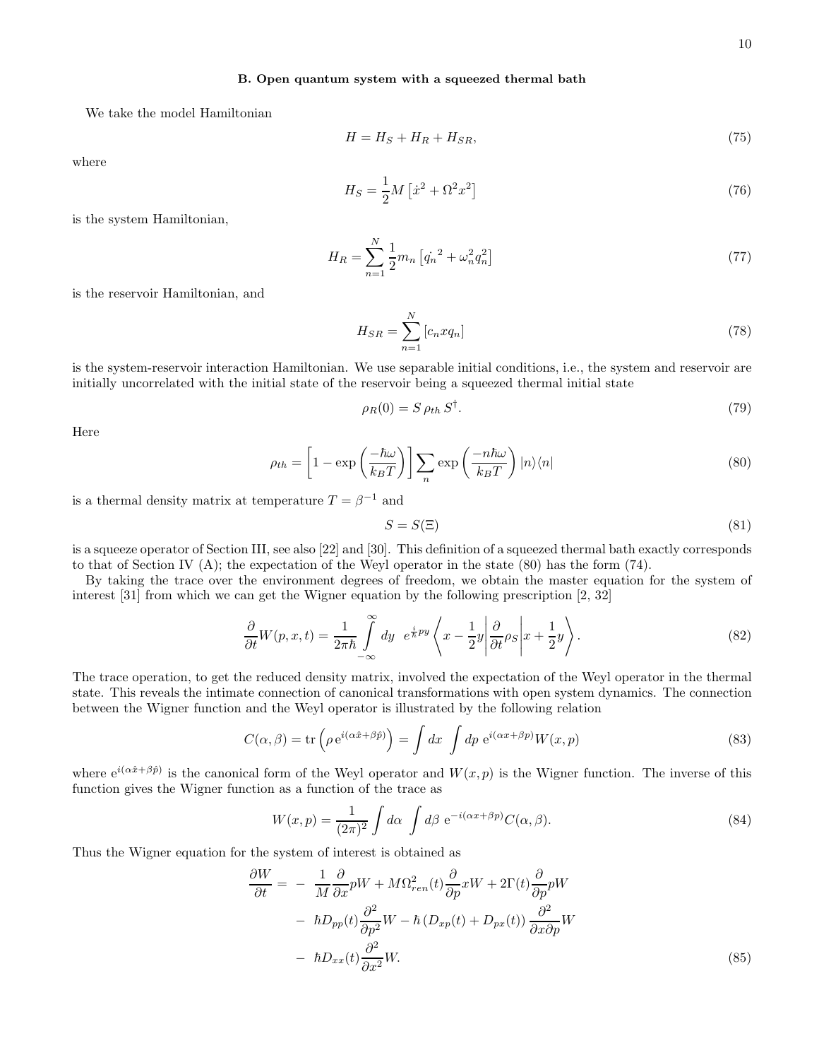### B. Open quantum system with a squeezed thermal bath

We take the model Hamiltonian

$$H = H_S + H_R + H_{SR}, \tag{75}$$

where

$$H_S = \frac{1}{2}M\left[\dot{x}^2 + \Omega^2 x^2\right] \tag{76}$$

is the system Hamiltonian,

$$H_R = \sum_{n=1}^{N} \frac{1}{2} m_n \left[\dot{q_n}^2 + \omega_n^2 q_n^2\right] \tag{77}$$

is the reservoir Hamiltonian, and

$$H_{SR} = \sum_{n=1}^{N} \left[c_n x q_n\right] \tag{78}$$

is the system-reservoir interaction Hamiltonian. We use separable initial conditions, i.e., the system and reservoir are initially uncorrelated with the initial state of the reservoir being a squeezed thermal initial state

$$\rho_R(0) = S\,\rho_{th}\,S^{\dagger}. \tag{79}$$

Here

$$\rho_{th} = \left[1 - \exp\left(\frac{-\hbar\omega}{k_B T}\right)\right] \sum_n \exp\left(\frac{-n\hbar\omega}{k_B T}\right) |n\rangle\langle n| \tag{80}$$

is a thermal density matrix at temperature $T = \beta^{-1}$ and

$$S = S(\Xi) \tag{81}$$

is a squeeze operator of Section III, see also [22] and [30]. This definition of a squeezed thermal bath exactly corresponds to that of Section IV (A); the expectation of the Weyl operator in the state (80) has the form (74).

By taking the trace over the environment degrees of freedom, we obtain the master equation for the system of interest [31] from which we can get the Wigner equation by the following prescription [2, 32]

$$\frac{\partial}{\partial t} W(p, x, t) = \frac{1}{2\pi\hbar} \int_{-\infty}^{\infty} dy \quad e^{\frac{i}{\hbar}py} \left\langle x - \frac{1}{2}y \middle| \frac{\partial}{\partial t}\rho_S \middle| x + \frac{1}{2}y \right\rangle. \tag{82}$$

The trace operation, to get the reduced density matrix, involved the expectation of the Weyl operator in the thermal state. This reveals the intimate connection of canonical transformations with open system dynamics. The connection between the Wigner function and the Weyl operator is illustrated by the following relation

$$C(\alpha, \beta) = \mathrm{tr}\left(\rho\, \mathrm{e}^{i(\alpha\hat{x} + \beta\hat{p})}\right) = \int dx \int dp\ \mathrm{e}^{i(\alpha x + \beta p)} W(x, p) \tag{83}$$

where $\mathrm{e}^{i(\alpha\hat{x}+\beta\hat{p})}$ is the canonical form of the Weyl operator and $W(x,p)$ is the Wigner function. The inverse of this function gives the Wigner function as a function of the trace as

$$W(x, p) = \frac{1}{(2\pi)^2} \int d\alpha \int d\beta\ \mathrm{e}^{-i(\alpha x + \beta p)} C(\alpha, \beta). \tag{84}$$

Thus the Wigner equation for the system of interest is obtained as

$$\begin{aligned}
\frac{\partial W}{\partial t} = & - \frac{1}{M}\frac{\partial}{\partial x} pW + M\Omega_{ren}^2(t)\frac{\partial}{\partial p} xW + 2\Gamma(t)\frac{\partial}{\partial p} pW \\
& - \hbar D_{pp}(t)\frac{\partial^2}{\partial p^2} W - \hbar\left(D_{xp}(t) + D_{px}(t)\right)\frac{\partial^2}{\partial x \partial p} W \\
& - \hbar D_{xx}(t)\frac{\partial^2}{\partial x^2} W.
\end{aligned} \tag{85}$$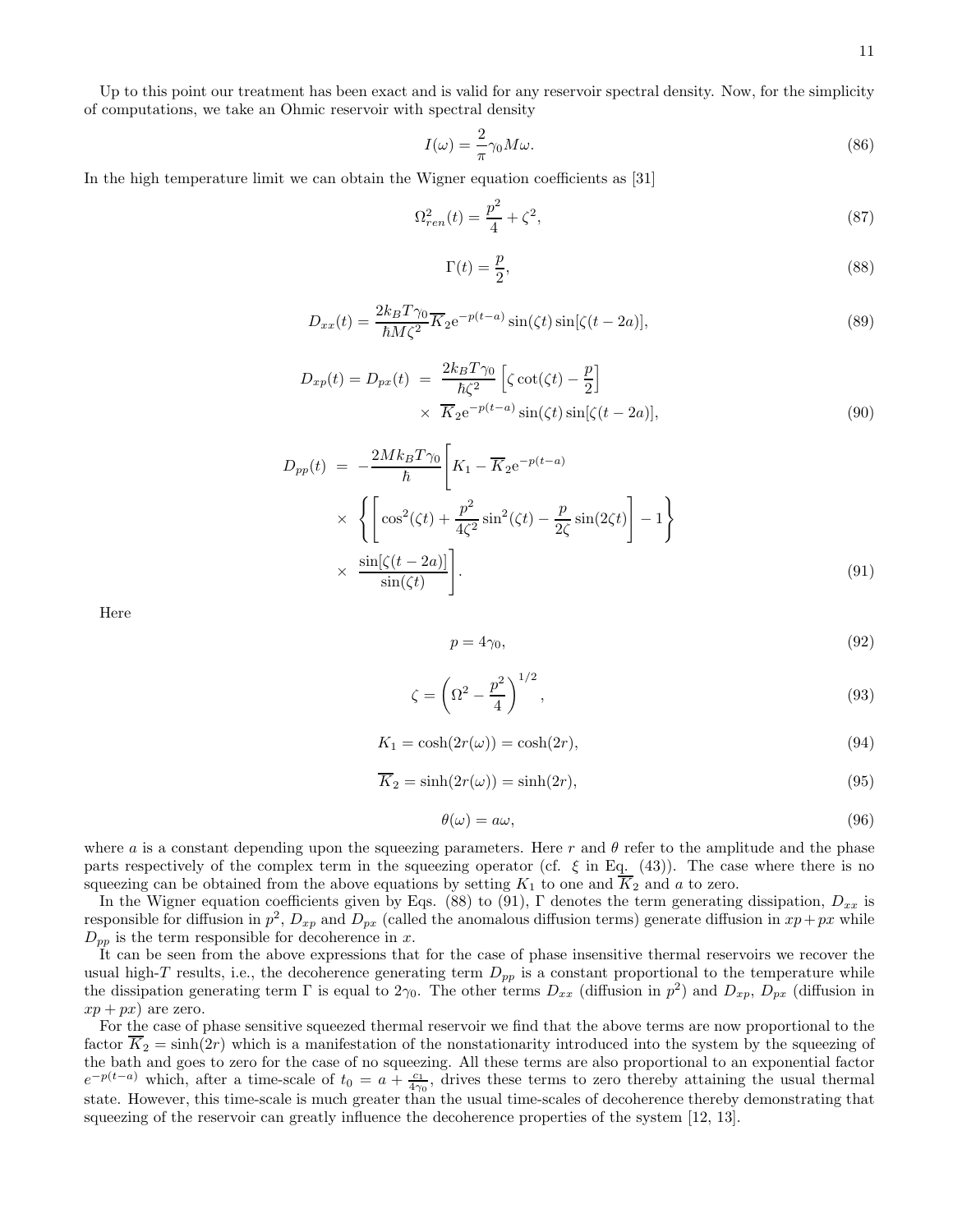Up to this point our treatment has been exact and is valid for any reservoir spectral density. Now, for the simplicity of computations, we take an Ohmic reservoir with spectral density

$$I(\omega) = \frac{2}{\pi}\gamma_0 M\omega. \tag{86}$$

In the high temperature limit we can obtain the Wigner equation coefficients as [31]

$$\Omega^2_{ren}(t) = \frac{p^2}{4} + \zeta^2, \tag{87}$$

$$\Gamma(t) = \frac{p}{2}, \tag{88}$$

$$D_{xx}(t) = \frac{2k_BT\gamma_0}{\hbar M\zeta^2}\overline{K}_2 \mathrm{e}^{-p(t-a)}\sin(\zeta t)\sin[\zeta(t-2a)], \tag{89}$$

$$\begin{aligned} D_{xp}(t) = D_{px}(t) &= \frac{2k_BT\gamma_0}{\hbar\zeta^2}\left[\zeta\cot(\zeta t) - \frac{p}{2}\right] \\ &\times \overline{K}_2 \mathrm{e}^{-p(t-a)}\sin(\zeta t)\sin[\zeta(t-2a)], \end{aligned} \tag{90}$$

$$\begin{aligned} D_{pp}(t) &= -\frac{2Mk_BT\gamma_0}{\hbar}\Bigg[K_1 - \overline{K}_2 \mathrm{e}^{-p(t-a)} \\ &\times \left\{\left[\cos^2(\zeta t) + \frac{p^2}{4\zeta^2}\sin^2(\zeta t) - \frac{p}{2\zeta}\sin(2\zeta t)\right] - 1\right\} \\ &\times \frac{\sin[\zeta(t-2a)]}{\sin(\zeta t)}\Bigg]. \end{aligned} \tag{91}$$

Here

$$p = 4\gamma_0, \tag{92}$$

$$\zeta = \left(\Omega^2 - \frac{p^2}{4}\right)^{1/2}, \tag{93}$$

$$K_1 = \cosh(2r(\omega)) = \cosh(2r), \tag{94}$$

$$\overline{K}_2 = \sinh(2r(\omega)) = \sinh(2r), \tag{95}$$

$$\theta(\omega) = a\omega, \tag{96}$$

where $a$ is a constant depending upon the squeezing parameters. Here $r$ and $\theta$ refer to the amplitude and the phase parts respectively of the complex term in the squeezing operator (cf. $\xi$ in Eq. (43)). The case where there is no squeezing can be obtained from the above equations by setting $K_1$ to one and $\overline{K}_2$ and $a$ to zero.

In the Wigner equation coefficients given by Eqs. (88) to (91), $\Gamma$ denotes the term generating dissipation, $D_{xx}$ is responsible for diffusion in $p^2$, $D_{xp}$ and $D_{px}$ (called the anomalous diffusion terms) generate diffusion in $xp+px$ while $D_{pp}$ is the term responsible for decoherence in $x$.

It can be seen from the above expressions that for the case of phase insensitive thermal reservoirs we recover the usual high-$T$ results, i.e., the decoherence generating term $D_{pp}$ is a constant proportional to the temperature while the dissipation generating term $\Gamma$ is equal to $2\gamma_0$. The other terms $D_{xx}$ (diffusion in $p^2$) and $D_{xp}$, $D_{px}$ (diffusion in $xp+px$) are zero.

For the case of phase sensitive squeezed thermal reservoir we find that the above terms are now proportional to the factor $\overline{K}_2 = \sinh(2r)$ which is a manifestation of the nonstationarity introduced into the system by the squeezing of the bath and goes to zero for the case of no squeezing. All these terms are also proportional to an exponential factor $e^{-p(t-a)}$ which, after a time-scale of $t_0 = a + \frac{c_1}{4\gamma_0}$, drives these terms to zero thereby attaining the usual thermal state. However, this time-scale is much greater than the usual time-scales of decoherence thereby demonstrating that squeezing of the reservoir can greatly influence the decoherence properties of the system [12, 13].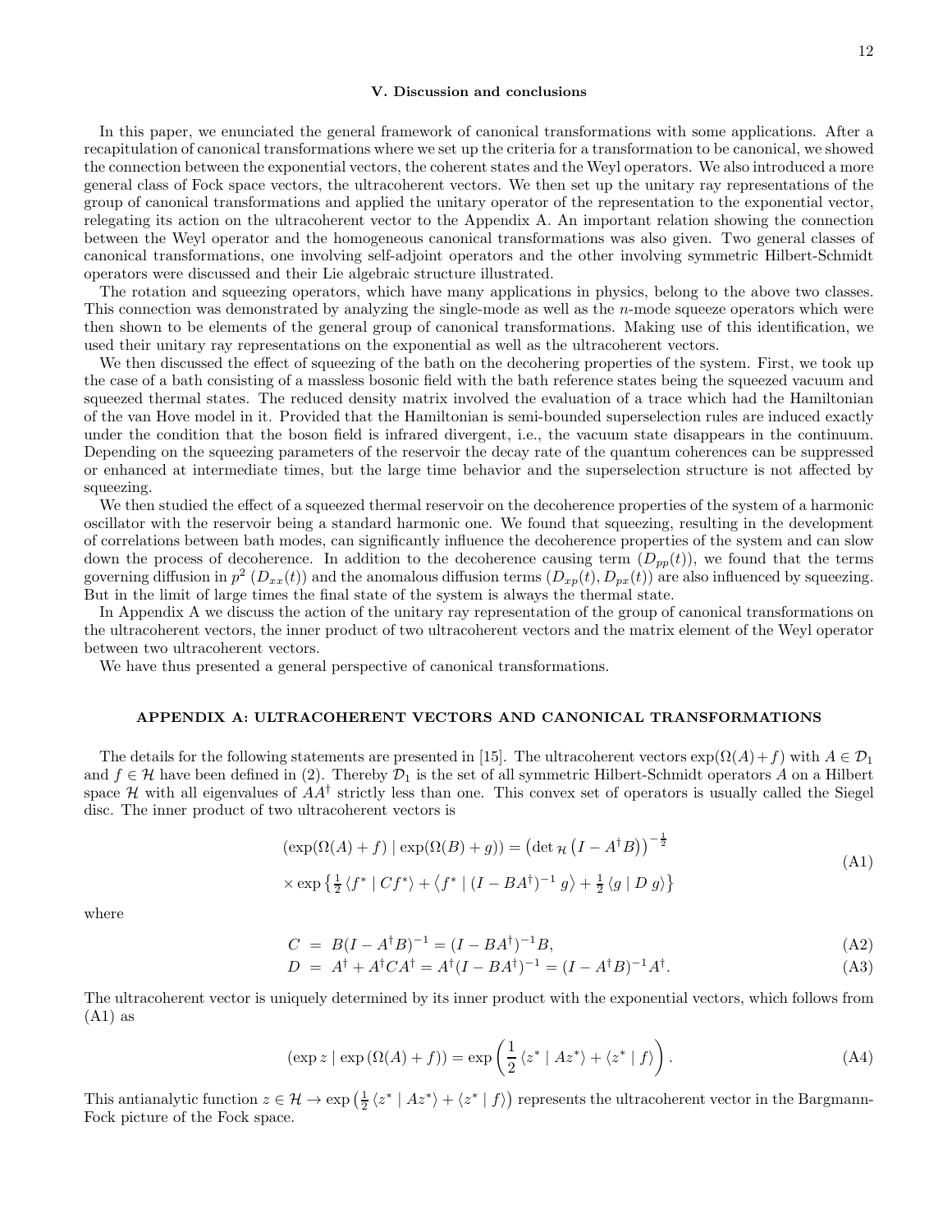### V. Discussion and conclusions

In this paper, we enunciated the general framework of canonical transformations with some applications. After a recapitulation of canonical transformations where we set up the criteria for a transformation to be canonical, we showed the connection between the exponential vectors, the coherent states and the Weyl operators. We also introduced a more general class of Fock space vectors, the ultracoherent vectors. We then set up the unitary ray representations of the group of canonical transformations and applied the unitary operator of the representation to the exponential vector, relegating its action on the ultracoherent vector to the Appendix A. An important relation showing the connection between the Weyl operator and the homogeneous canonical transformations was also given. Two general classes of canonical transformations, one involving self-adjoint operators and the other involving symmetric Hilbert-Schmidt operators were discussed and their Lie algebraic structure illustrated.

The rotation and squeezing operators, which have many applications in physics, belong to the above two classes. This connection was demonstrated by analyzing the single-mode as well as the $n$-mode squeeze operators which were then shown to be elements of the general group of canonical transformations. Making use of this identification, we used their unitary ray representations on the exponential as well as the ultracoherent vectors.

We then discussed the effect of squeezing of the bath on the decohering properties of the system. First, we took up the case of a bath consisting of a massless bosonic field with the bath reference states being the squeezed vacuum and squeezed thermal states. The reduced density matrix involved the evaluation of a trace which had the Hamiltonian of the van Hove model in it. Provided that the Hamiltonian is semi-bounded superselection rules are induced exactly under the condition that the boson field is infrared divergent, i.e., the vacuum state disappears in the continuum. Depending on the squeezing parameters of the reservoir the decay rate of the quantum coherences can be suppressed or enhanced at intermediate times, but the large time behavior and the superselection structure is not affected by squeezing.

We then studied the effect of a squeezed thermal reservoir on the decoherence properties of the system of a harmonic oscillator with the reservoir being a standard harmonic one. We found that squeezing, resulting in the development of correlations between bath modes, can significantly influence the decoherence properties of the system and can slow down the process of decoherence. In addition to the decoherence causing term ($D_{pp}(t)$), we found that the terms governing diffusion in $p^2$ ($D_{xx}(t)$) and the anomalous diffusion terms ($D_{xp}(t), D_{px}(t)$) are also influenced by squeezing. But in the limit of large times the final state of the system is always the thermal state.

In Appendix A we discuss the action of the unitary ray representation of the group of canonical transformations on the ultracoherent vectors, the inner product of two ultracoherent vectors and the matrix element of the Weyl operator between two ultracoherent vectors.

We have thus presented a general perspective of canonical transformations.

### APPENDIX A: ULTRACOHERENT VECTORS AND CANONICAL TRANSFORMATIONS

The details for the following statements are presented in [15]. The ultracoherent vectors $\exp(\Omega(A)+f)$ with $A \in \mathcal{D}_1$ and $f \in \mathcal{H}$ have been defined in (2). Thereby $\mathcal{D}_1$ is the set of all symmetric Hilbert-Schmidt operators $A$ on a Hilbert space $\mathcal{H}$ with all eigenvalues of $AA^\dagger$ strictly less than one. This convex set of operators is usually called the Siegel disc. The inner product of two ultracoherent vectors is

$$
\begin{aligned}
&(\exp(\Omega(A)+f) \mid \exp(\Omega(B)+g)) = \left(\det{}_{\mathcal{H}}\left(I - A^\dagger B\right)\right)^{-\frac{1}{2}} \\
&\times \exp\left\{\tfrac{1}{2}\left\langle f^* \mid C f^*\right\rangle + \left\langle f^* \mid (I - BA^\dagger)^{-1} g\right\rangle + \tfrac{1}{2}\left\langle g \mid D\, g\right\rangle\right\}
\end{aligned}
\tag{A1}
$$

where

$$
C = B(I - A^\dagger B)^{-1} = (I - BA^\dagger)^{-1} B, \tag{A2}
$$

$$
D = A^\dagger + A^\dagger C A^\dagger = A^\dagger (I - BA^\dagger)^{-1} = (I - A^\dagger B)^{-1} A^\dagger. \tag{A3}
$$

The ultracoherent vector is uniquely determined by its inner product with the exponential vectors, which follows from (A1) as

$$
(\exp z \mid \exp(\Omega(A)+f)) = \exp\left(\frac{1}{2}\left\langle z^* \mid A z^*\right\rangle + \left\langle z^* \mid f\right\rangle\right). \tag{A4}
$$

This antianalytic function $z \in \mathcal{H} \to \exp\left(\frac{1}{2}\left\langle z^* \mid A z^*\right\rangle + \left\langle z^* \mid f\right\rangle\right)$ represents the ultracoherent vector in the Bargmann-Fock picture of the Fock space.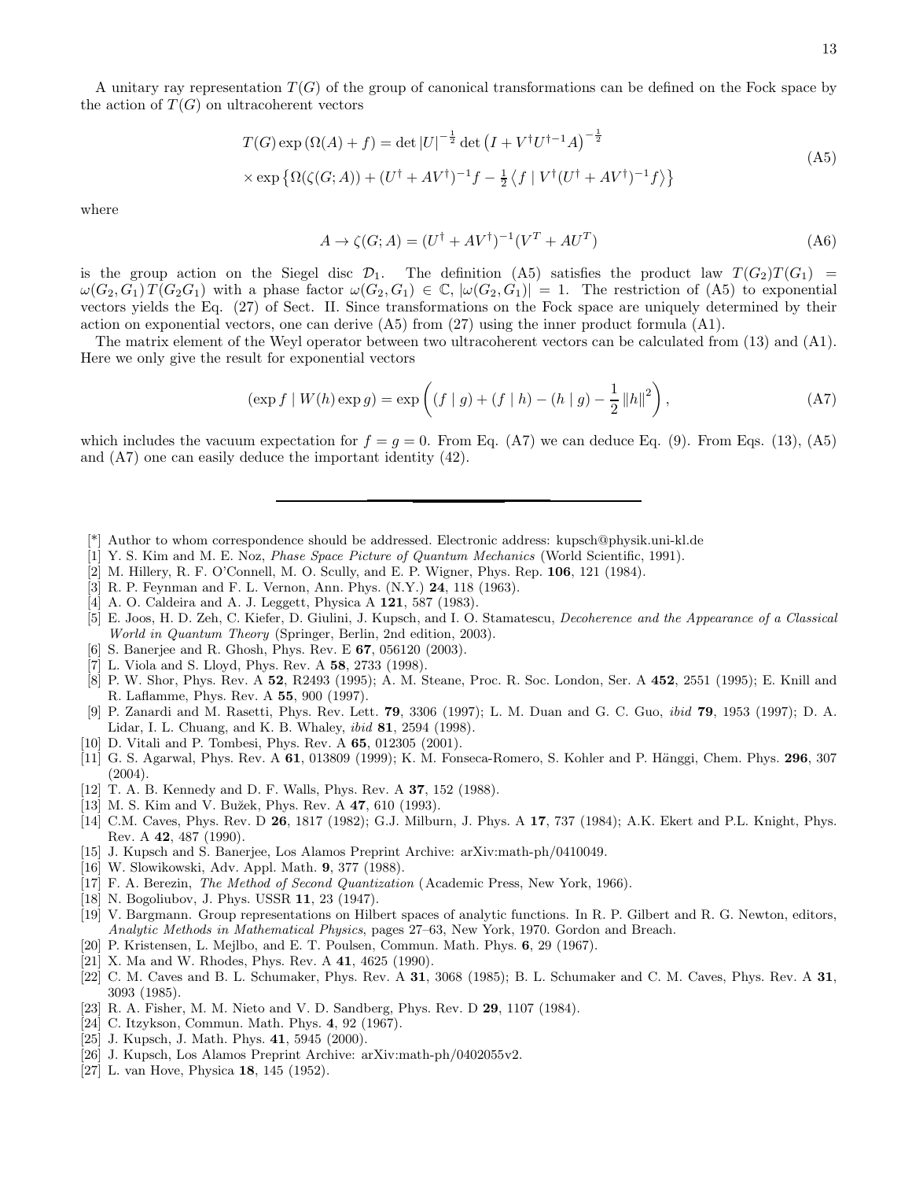A unitary ray representation $T(G)$ of the group of canonical transformations can be defined on the Fock space by the action of $T(G)$ on ultracoherent vectors

$$
\begin{aligned}
T(G)\exp\left(\Omega(A)+f\right) &= \det|U|^{-\frac{1}{2}}\det\left(I+V^{\dagger}U^{\dagger -1}A\right)^{-\frac{1}{2}} \\
&\times \exp\left\{\Omega(\zeta(G;A)) + (U^{\dagger}+AV^{\dagger})^{-1}f - \tfrac{1}{2}\left\langle f \mid V^{\dagger}(U^{\dagger}+AV^{\dagger})^{-1}f\right\rangle\right\}
\end{aligned}
\tag{A5}
$$

where

$$
A \to \zeta(G;A) = (U^{\dagger}+AV^{\dagger})^{-1}(V^{T}+AU^{T}) \tag{A6}
$$

is the group action on the Siegel disc $\mathcal{D}_1$. The definition (A5) satisfies the product law $T(G_2)T(G_1) = \omega(G_2,G_1)\,T(G_2G_1)$ with a phase factor $\omega(G_2,G_1)\in\mathbb{C}$, $|\omega(G_2,G_1)|=1$. The restriction of (A5) to exponential vectors yields the Eq. (27) of Sect. II. Since transformations on the Fock space are uniquely determined by their action on exponential vectors, one can derive (A5) from (27) using the inner product formula (A1).

The matrix element of the Weyl operator between two ultracoherent vectors can be calculated from (13) and (A1). Here we only give the result for exponential vectors

$$
(\exp f \mid W(h)\exp g) = \exp\left((f\mid g)+(f\mid h)-(h\mid g)-\frac{1}{2}\left\|h\right\|^{2}\right), \tag{A7}
$$

which includes the vacuum expectation for $f=g=0$. From Eq. (A7) we can deduce Eq. (9). From Eqs. (13), (A5) and (A7) one can easily deduce the important identity (42).

---

- [*] Author to whom correspondence should be addressed. Electronic address: kupsch@physik.uni-kl.de
- [1] Y. S. Kim and M. E. Noz, *Phase Space Picture of Quantum Mechanics* (World Scientific, 1991).
- [2] M. Hillery, R. F. O'Connell, M. O. Scully, and E. P. Wigner, Phys. Rep. **106**, 121 (1984).
- [3] R. P. Feynman and F. L. Vernon, Ann. Phys. (N.Y.) **24**, 118 (1963).
- [4] A. O. Caldeira and A. J. Leggett, Physica A **121**, 587 (1983).
- [5] E. Joos, H. D. Zeh, C. Kiefer, D. Giulini, J. Kupsch, and I. O. Stamatescu, *Decoherence and the Appearance of a Classical World in Quantum Theory* (Springer, Berlin, 2nd edition, 2003).
- [6] S. Banerjee and R. Ghosh, Phys. Rev. E **67**, 056120 (2003).
- [7] L. Viola and S. Lloyd, Phys. Rev. A **58**, 2733 (1998).
- [8] P. W. Shor, Phys. Rev. A **52**, R2493 (1995); A. M. Steane, Proc. R. Soc. London, Ser. A **452**, 2551 (1995); E. Knill and R. Laflamme, Phys. Rev. A **55**, 900 (1997).
- [9] P. Zanardi and M. Rasetti, Phys. Rev. Lett. **79**, 3306 (1997); L. M. Duan and G. C. Guo, *ibid* **79**, 1953 (1997); D. A. Lidar, I. L. Chuang, and K. B. Whaley, *ibid* **81**, 2594 (1998).
- [10] D. Vitali and P. Tombesi, Phys. Rev. A **65**, 012305 (2001).
- [11] G. S. Agarwal, Phys. Rev. A **61**, 013809 (1999); K. M. Fonseca-Romero, S. Kohler and P. Hänggi, Chem. Phys. **296**, 307 (2004).
- [12] T. A. B. Kennedy and D. F. Walls, Phys. Rev. A **37**, 152 (1988).
- [13] M. S. Kim and V. Bužek, Phys. Rev. A **47**, 610 (1993).
- [14] C.M. Caves, Phys. Rev. D **26**, 1817 (1982); G.J. Milburn, J. Phys. A **17**, 737 (1984); A.K. Ekert and P.L. Knight, Phys. Rev. A **42**, 487 (1990).
- [15] J. Kupsch and S. Banerjee, Los Alamos Preprint Archive: arXiv:math-ph/0410049.
- [16] W. Slowikowski, Adv. Appl. Math. **9**, 377 (1988).
- [17] F. A. Berezin, *The Method of Second Quantization* (Academic Press, New York, 1966).
- [18] N. Bogoliubov, J. Phys. USSR **11**, 23 (1947).
- [19] V. Bargmann. Group representations on Hilbert spaces of analytic functions. In R. P. Gilbert and R. G. Newton, editors, *Analytic Methods in Mathematical Physics*, pages 27–63, New York, 1970. Gordon and Breach.
- [20] P. Kristensen, L. Mejlbo, and E. T. Poulsen, Commun. Math. Phys. **6**, 29 (1967).
- [21] X. Ma and W. Rhodes, Phys. Rev. A **41**, 4625 (1990).
- [22] C. M. Caves and B. L. Schumaker, Phys. Rev. A **31**, 3068 (1985); B. L. Schumaker and C. M. Caves, Phys. Rev. A **31**, 3093 (1985).
- [23] R. A. Fisher, M. M. Nieto and V. D. Sandberg, Phys. Rev. D **29**, 1107 (1984).
- [24] C. Itzykson, Commun. Math. Phys. **4**, 92 (1967).
- [25] J. Kupsch, J. Math. Phys. **41**, 5945 (2000).
- [26] J. Kupsch, Los Alamos Preprint Archive: arXiv:math-ph/0402055v2.
- [27] L. van Hove, Physica **18**, 145 (1952).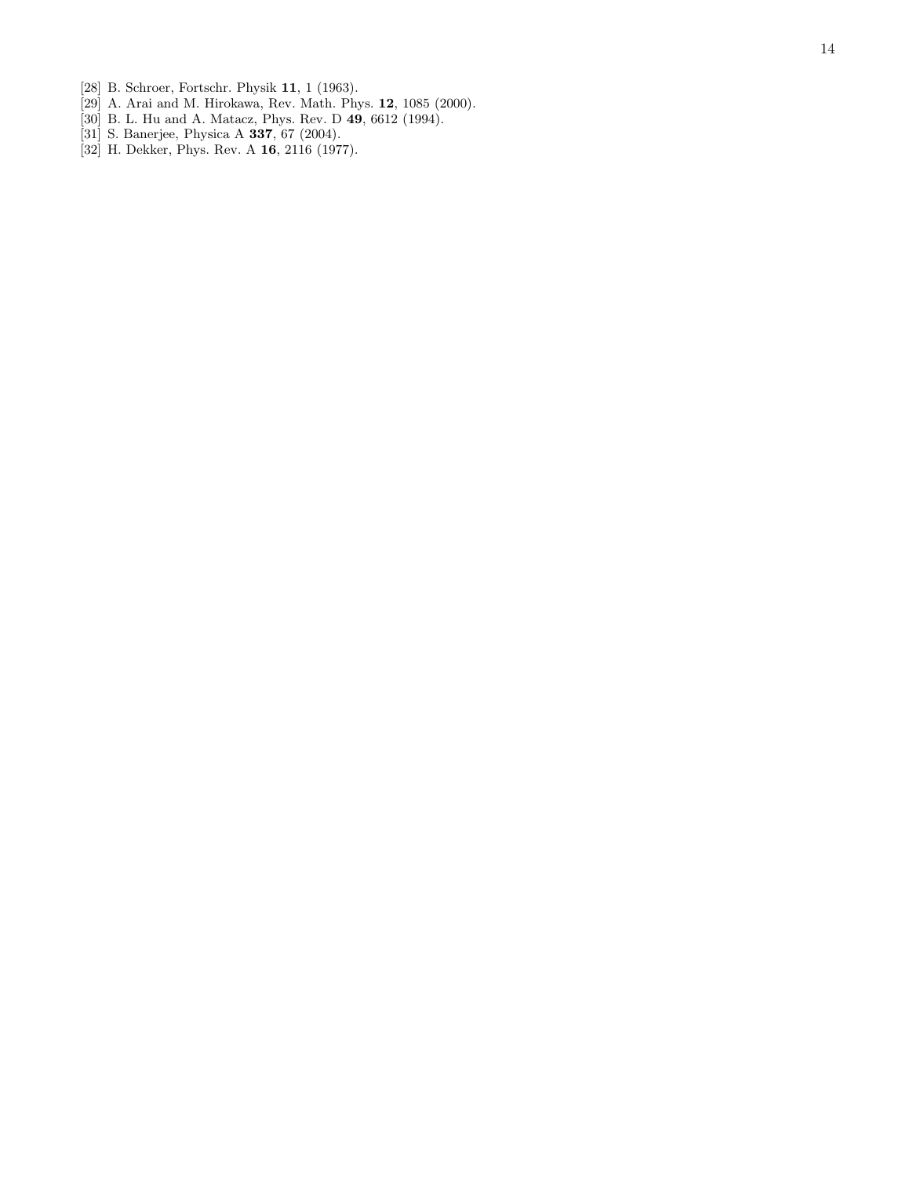[28] B. Schroer, Fortschr. Physik **11**, 1 (1963).
[29] A. Arai and M. Hirokawa, Rev. Math. Phys. **12**, 1085 (2000).
[30] B. L. Hu and A. Matacz, Phys. Rev. D **49**, 6612 (1994).
[31] S. Banerjee, Physica A **337**, 67 (2004).
[32] H. Dekker, Phys. Rev. A **16**, 2116 (1977).